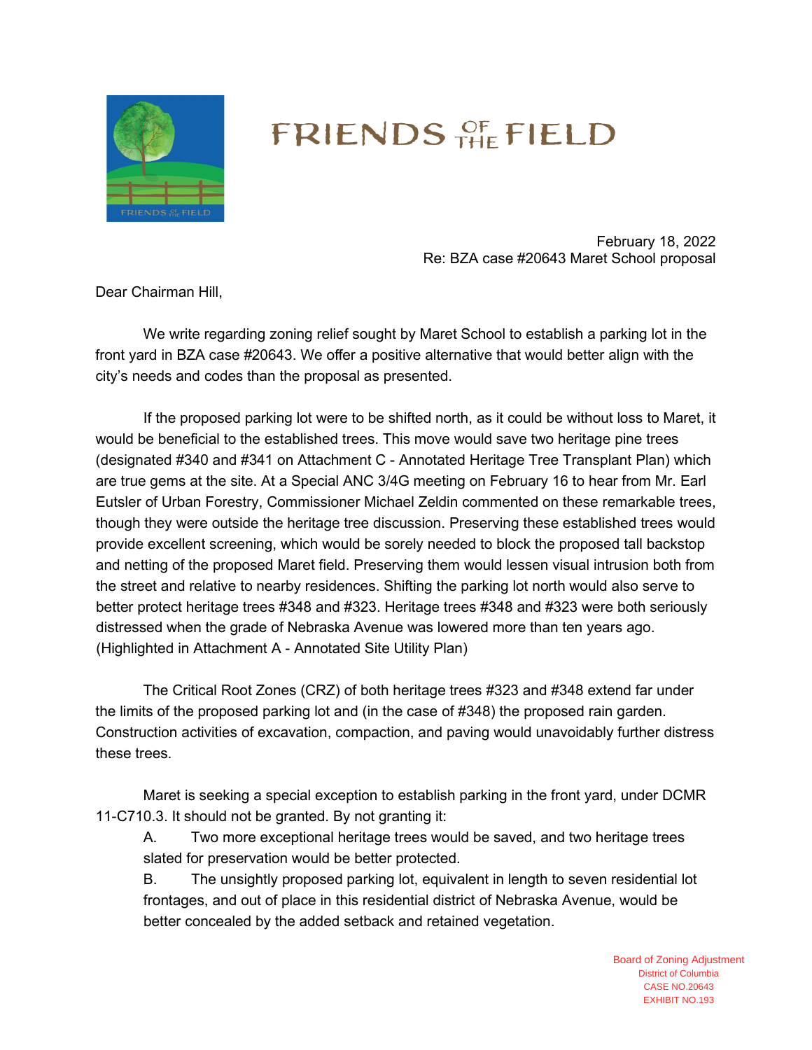# FRIENDS OF THE FIELD

February 18, 2022
Re: BZA case #20643 Maret School proposal

Dear Chairman Hill,

We write regarding zoning relief sought by Maret School to establish a parking lot in the front yard in BZA case #20643. We offer a positive alternative that would better align with the city's needs and codes than the proposal as presented.

If the proposed parking lot were to be shifted north, as it could be without loss to Maret, it would be beneficial to the established trees. This move would save two heritage pine trees (designated #340 and #341 on Attachment C - Annotated Heritage Tree Transplant Plan) which are true gems at the site. At a Special ANC 3/4G meeting on February 16 to hear from Mr. Earl Eutsler of Urban Forestry, Commissioner Michael Zeldin commented on these remarkable trees, though they were outside the heritage tree discussion. Preserving these established trees would provide excellent screening, which would be sorely needed to block the proposed tall backstop and netting of the proposed Maret field. Preserving them would lessen visual intrusion both from the street and relative to nearby residences. Shifting the parking lot north would also serve to better protect heritage trees #348 and #323. Heritage trees #348 and #323 were both seriously distressed when the grade of Nebraska Avenue was lowered more than ten years ago. (Highlighted in Attachment A - Annotated Site Utility Plan)

The Critical Root Zones (CRZ) of both heritage trees #323 and #348 extend far under the limits of the proposed parking lot and (in the case of #348) the proposed rain garden. Construction activities of excavation, compaction, and paving would unavoidably further distress these trees.

Maret is seeking a special exception to establish parking in the front yard, under DCMR 11-C710.3. It should not be granted. By not granting it:

A. Two more exceptional heritage trees would be saved, and two heritage trees slated for preservation would be better protected.

B. The unsightly proposed parking lot, equivalent in length to seven residential lot frontages, and out of place in this residential district of Nebraska Avenue, would be better concealed by the added setback and retained vegetation.

Board of Zoning Adjustment
District of Columbia
CASE NO.20643
EXHIBIT NO.193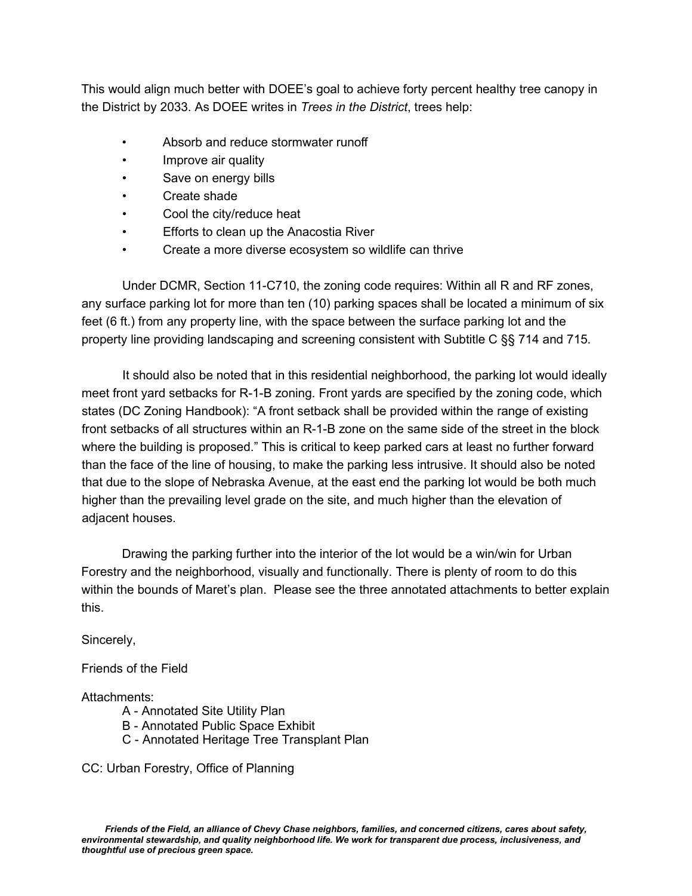This would align much better with DOEE's goal to achieve forty percent healthy tree canopy in the District by 2033. As DOEE writes in *Trees in the District*, trees help:

- Absorb and reduce stormwater runoff
- Improve air quality
- Save on energy bills
- Create shade
- Cool the city/reduce heat
- Efforts to clean up the Anacostia River
- Create a more diverse ecosystem so wildlife can thrive

Under DCMR, Section 11-C710, the zoning code requires: Within all R and RF zones, any surface parking lot for more than ten (10) parking spaces shall be located a minimum of six feet (6 ft.) from any property line, with the space between the surface parking lot and the property line providing landscaping and screening consistent with Subtitle C §§ 714 and 715.

It should also be noted that in this residential neighborhood, the parking lot would ideally meet front yard setbacks for R-1-B zoning. Front yards are specified by the zoning code, which states (DC Zoning Handbook): "A front setback shall be provided within the range of existing front setbacks of all structures within an R-1-B zone on the same side of the street in the block where the building is proposed." This is critical to keep parked cars at least no further forward than the face of the line of housing, to make the parking less intrusive. It should also be noted that due to the slope of Nebraska Avenue, at the east end the parking lot would be both much higher than the prevailing level grade on the site, and much higher than the elevation of adjacent houses.

Drawing the parking further into the interior of the lot would be a win/win for Urban Forestry and the neighborhood, visually and functionally. There is plenty of room to do this within the bounds of Maret's plan. Please see the three annotated attachments to better explain this.

Sincerely,

Friends of the Field

Attachments:

A - Annotated Site Utility Plan
B - Annotated Public Space Exhibit
C - Annotated Heritage Tree Transplant Plan

CC: Urban Forestry, Office of Planning

***Friends of the Field, an alliance of Chevy Chase neighbors, families, and concerned citizens, cares about safety, environmental stewardship, and quality neighborhood life. We work for transparent due process, inclusiveness, and thoughtful use of precious green space.***